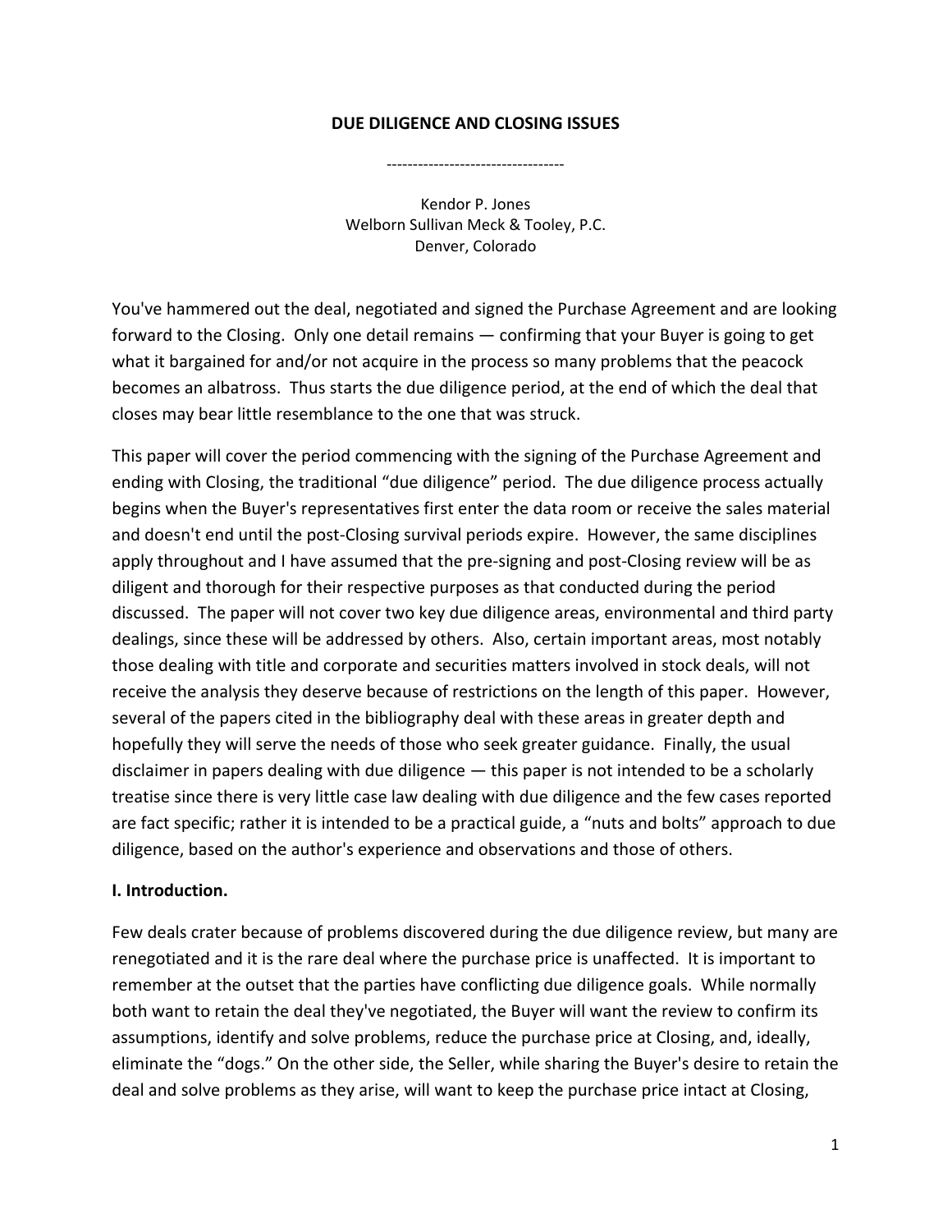# DUE DILIGENCE AND CLOSING ISSUES

----------------------------------

Kendor P. Jones
Welborn Sullivan Meck & Tooley, P.C.
Denver, Colorado

You've hammered out the deal, negotiated and signed the Purchase Agreement and are looking forward to the Closing. Only one detail remains — confirming that your Buyer is going to get what it bargained for and/or not acquire in the process so many problems that the peacock becomes an albatross. Thus starts the due diligence period, at the end of which the deal that closes may bear little resemblance to the one that was struck.

This paper will cover the period commencing with the signing of the Purchase Agreement and ending with Closing, the traditional "due diligence" period. The due diligence process actually begins when the Buyer's representatives first enter the data room or receive the sales material and doesn't end until the post-Closing survival periods expire. However, the same disciplines apply throughout and I have assumed that the pre-signing and post-Closing review will be as diligent and thorough for their respective purposes as that conducted during the period discussed. The paper will not cover two key due diligence areas, environmental and third party dealings, since these will be addressed by others. Also, certain important areas, most notably those dealing with title and corporate and securities matters involved in stock deals, will not receive the analysis they deserve because of restrictions on the length of this paper. However, several of the papers cited in the bibliography deal with these areas in greater depth and hopefully they will serve the needs of those who seek greater guidance. Finally, the usual disclaimer in papers dealing with due diligence — this paper is not intended to be a scholarly treatise since there is very little case law dealing with due diligence and the few cases reported are fact specific; rather it is intended to be a practical guide, a "nuts and bolts" approach to due diligence, based on the author's experience and observations and those of others.

## I. Introduction.

Few deals crater because of problems discovered during the due diligence review, but many are renegotiated and it is the rare deal where the purchase price is unaffected. It is important to remember at the outset that the parties have conflicting due diligence goals. While normally both want to retain the deal they've negotiated, the Buyer will want the review to confirm its assumptions, identify and solve problems, reduce the purchase price at Closing, and, ideally, eliminate the "dogs." On the other side, the Seller, while sharing the Buyer's desire to retain the deal and solve problems as they arise, will want to keep the purchase price intact at Closing,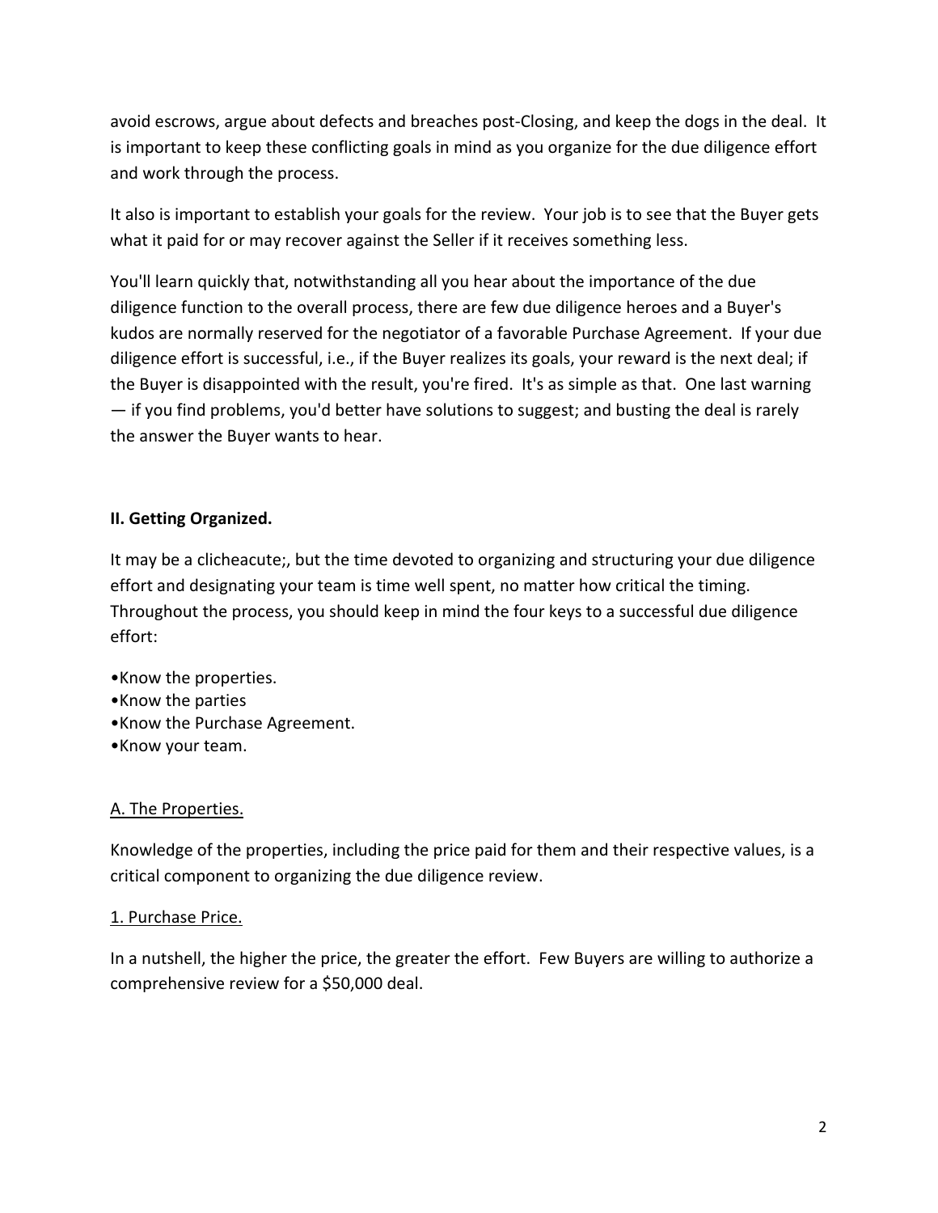avoid escrows, argue about defects and breaches post-Closing, and keep the dogs in the deal. It is important to keep these conflicting goals in mind as you organize for the due diligence effort and work through the process.

It also is important to establish your goals for the review. Your job is to see that the Buyer gets what it paid for or may recover against the Seller if it receives something less.

You'll learn quickly that, notwithstanding all you hear about the importance of the due diligence function to the overall process, there are few due diligence heroes and a Buyer's kudos are normally reserved for the negotiator of a favorable Purchase Agreement. If your due diligence effort is successful, i.e., if the Buyer realizes its goals, your reward is the next deal; if the Buyer is disappointed with the result, you're fired. It's as simple as that. One last warning — if you find problems, you'd better have solutions to suggest; and busting the deal is rarely the answer the Buyer wants to hear.

## II. Getting Organized.

It may be a clicheacute;, but the time devoted to organizing and structuring your due diligence effort and designating your team is time well spent, no matter how critical the timing. Throughout the process, you should keep in mind the four keys to a successful due diligence effort:

- Know the properties.
- Know the parties
- Know the Purchase Agreement.
- Know your team.

### A. The Properties.

Knowledge of the properties, including the price paid for them and their respective values, is a critical component to organizing the due diligence review.

#### 1. Purchase Price.

In a nutshell, the higher the price, the greater the effort. Few Buyers are willing to authorize a comprehensive review for a $50,000 deal.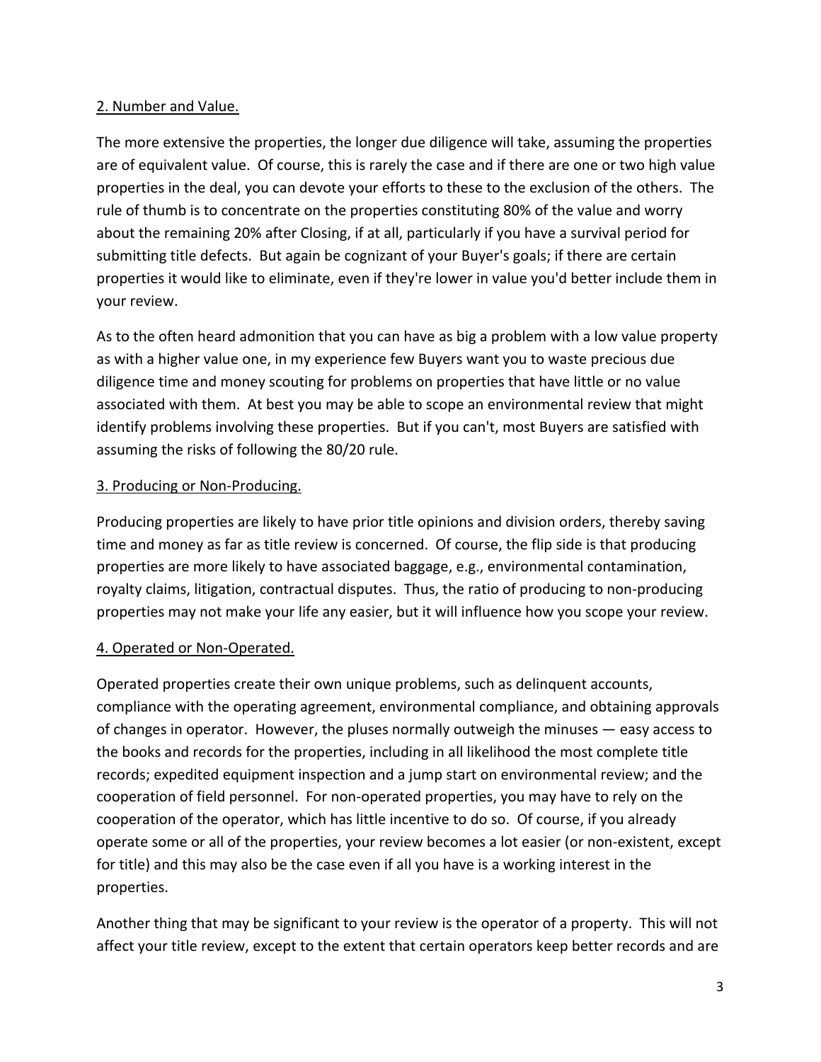<u>2. Number and Value.</u>

The more extensive the properties, the longer due diligence will take, assuming the properties are of equivalent value. Of course, this is rarely the case and if there are one or two high value properties in the deal, you can devote your efforts to these to the exclusion of the others. The rule of thumb is to concentrate on the properties constituting 80% of the value and worry about the remaining 20% after Closing, if at all, particularly if you have a survival period for submitting title defects. But again be cognizant of your Buyer's goals; if there are certain properties it would like to eliminate, even if they're lower in value you'd better include them in your review.

As to the often heard admonition that you can have as big a problem with a low value property as with a higher value one, in my experience few Buyers want you to waste precious due diligence time and money scouting for problems on properties that have little or no value associated with them. At best you may be able to scope an environmental review that might identify problems involving these properties. But if you can't, most Buyers are satisfied with assuming the risks of following the 80/20 rule.

<u>3. Producing or Non-Producing.</u>

Producing properties are likely to have prior title opinions and division orders, thereby saving time and money as far as title review is concerned. Of course, the flip side is that producing properties are more likely to have associated baggage, e.g., environmental contamination, royalty claims, litigation, contractual disputes. Thus, the ratio of producing to non-producing properties may not make your life any easier, but it will influence how you scope your review.

<u>4. Operated or Non-Operated.</u>

Operated properties create their own unique problems, such as delinquent accounts, compliance with the operating agreement, environmental compliance, and obtaining approvals of changes in operator. However, the pluses normally outweigh the minuses — easy access to the books and records for the properties, including in all likelihood the most complete title records; expedited equipment inspection and a jump start on environmental review; and the cooperation of field personnel. For non-operated properties, you may have to rely on the cooperation of the operator, which has little incentive to do so. Of course, if you already operate some or all of the properties, your review becomes a lot easier (or non-existent, except for title) and this may also be the case even if all you have is a working interest in the properties.

Another thing that may be significant to your review is the operator of a property. This will not affect your title review, except to the extent that certain operators keep better records and are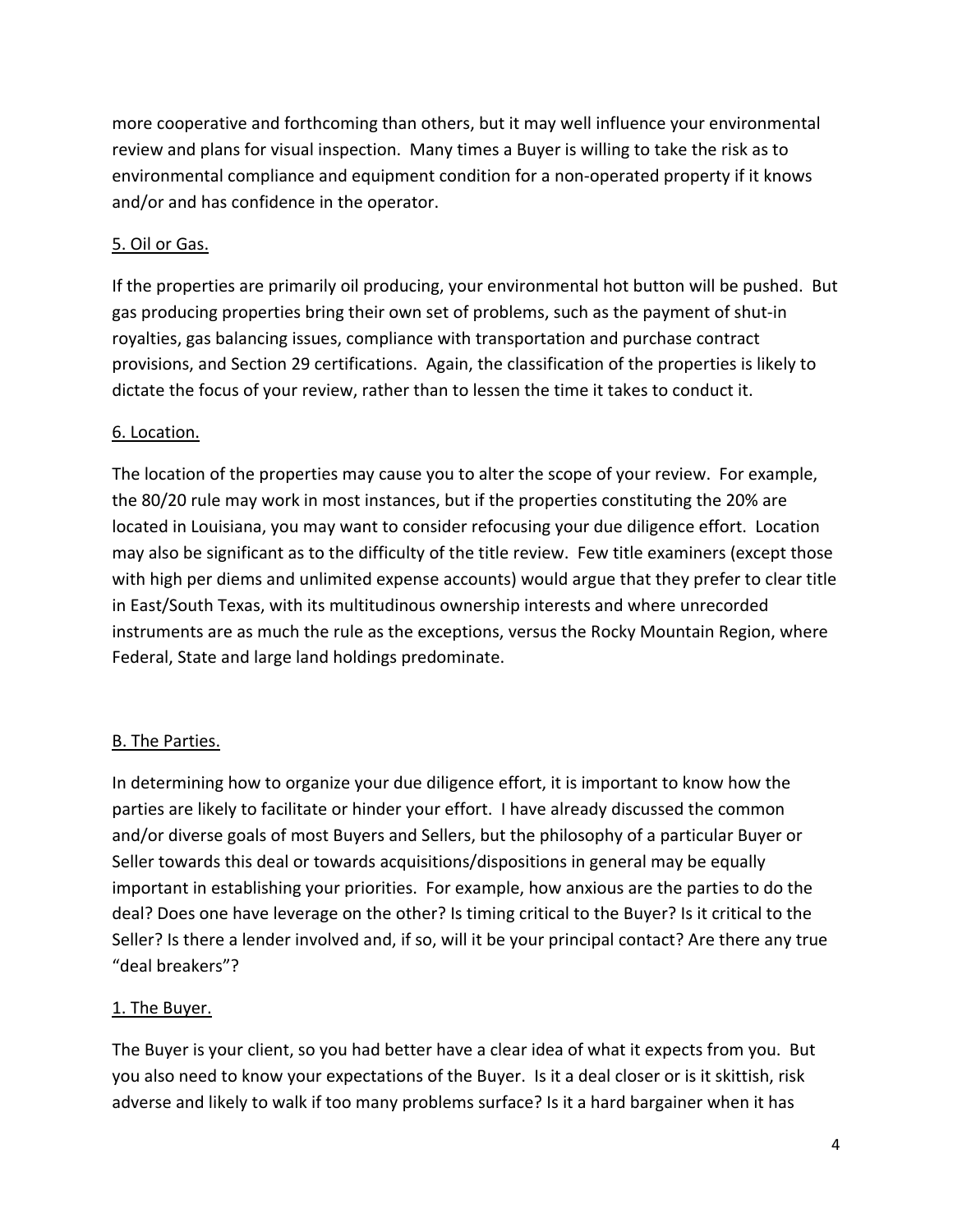more cooperative and forthcoming than others, but it may well influence your environmental review and plans for visual inspection. Many times a Buyer is willing to take the risk as to environmental compliance and equipment condition for a non-operated property if it knows and/or and has confidence in the operator.

5. Oil or Gas.

If the properties are primarily oil producing, your environmental hot button will be pushed. But gas producing properties bring their own set of problems, such as the payment of shut-in royalties, gas balancing issues, compliance with transportation and purchase contract provisions, and Section 29 certifications. Again, the classification of the properties is likely to dictate the focus of your review, rather than to lessen the time it takes to conduct it.

6. Location.

The location of the properties may cause you to alter the scope of your review. For example, the 80/20 rule may work in most instances, but if the properties constituting the 20% are located in Louisiana, you may want to consider refocusing your due diligence effort. Location may also be significant as to the difficulty of the title review. Few title examiners (except those with high per diems and unlimited expense accounts) would argue that they prefer to clear title in East/South Texas, with its multitudinous ownership interests and where unrecorded instruments are as much the rule as the exceptions, versus the Rocky Mountain Region, where Federal, State and large land holdings predominate.

B. The Parties.

In determining how to organize your due diligence effort, it is important to know how the parties are likely to facilitate or hinder your effort. I have already discussed the common and/or diverse goals of most Buyers and Sellers, but the philosophy of a particular Buyer or Seller towards this deal or towards acquisitions/dispositions in general may be equally important in establishing your priorities. For example, how anxious are the parties to do the deal? Does one have leverage on the other? Is timing critical to the Buyer? Is it critical to the Seller? Is there a lender involved and, if so, will it be your principal contact? Are there any true "deal breakers"?

1. The Buyer.

The Buyer is your client, so you had better have a clear idea of what it expects from you. But you also need to know your expectations of the Buyer. Is it a deal closer or is it skittish, risk adverse and likely to walk if too many problems surface? Is it a hard bargainer when it has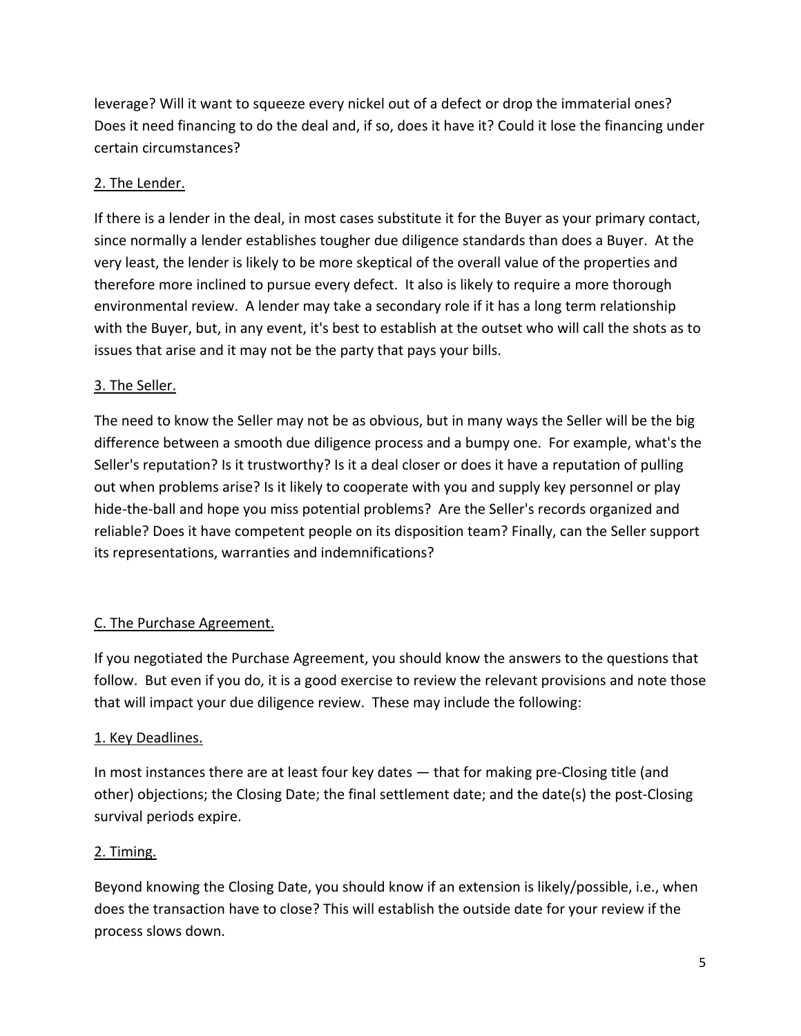leverage? Will it want to squeeze every nickel out of a defect or drop the immaterial ones? Does it need financing to do the deal and, if so, does it have it? Could it lose the financing under certain circumstances?

<u>2. The Lender.</u>

If there is a lender in the deal, in most cases substitute it for the Buyer as your primary contact, since normally a lender establishes tougher due diligence standards than does a Buyer. At the very least, the lender is likely to be more skeptical of the overall value of the properties and therefore more inclined to pursue every defect. It also is likely to require a more thorough environmental review. A lender may take a secondary role if it has a long term relationship with the Buyer, but, in any event, it's best to establish at the outset who will call the shots as to issues that arise and it may not be the party that pays your bills.

<u>3. The Seller.</u>

The need to know the Seller may not be as obvious, but in many ways the Seller will be the big difference between a smooth due diligence process and a bumpy one. For example, what's the Seller's reputation? Is it trustworthy? Is it a deal closer or does it have a reputation of pulling out when problems arise? Is it likely to cooperate with you and supply key personnel or play hide-the-ball and hope you miss potential problems? Are the Seller's records organized and reliable? Does it have competent people on its disposition team? Finally, can the Seller support its representations, warranties and indemnifications?

<u>C. The Purchase Agreement.</u>

If you negotiated the Purchase Agreement, you should know the answers to the questions that follow. But even if you do, it is a good exercise to review the relevant provisions and note those that will impact your due diligence review. These may include the following:

<u>1. Key Deadlines.</u>

In most instances there are at least four key dates — that for making pre-Closing title (and other) objections; the Closing Date; the final settlement date; and the date(s) the post-Closing survival periods expire.

<u>2. Timing.</u>

Beyond knowing the Closing Date, you should know if an extension is likely/possible, i.e., when does the transaction have to close? This will establish the outside date for your review if the process slows down.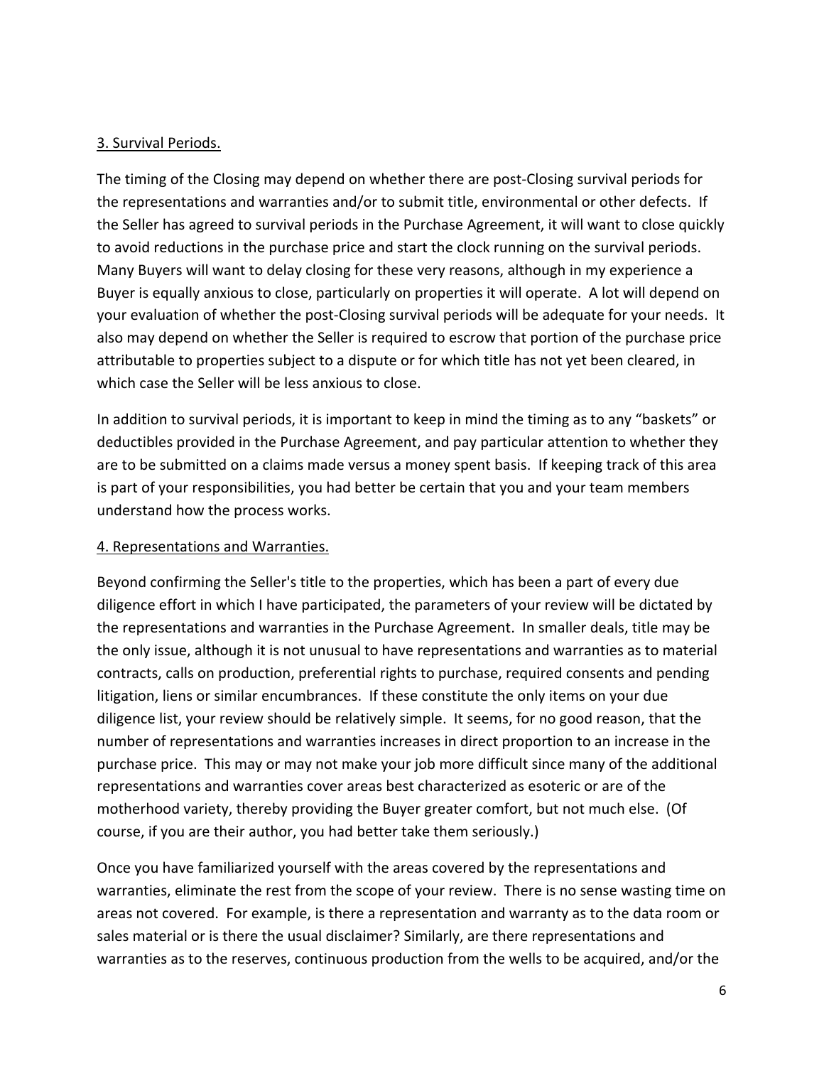3. Survival Periods.

The timing of the Closing may depend on whether there are post-Closing survival periods for the representations and warranties and/or to submit title, environmental or other defects. If the Seller has agreed to survival periods in the Purchase Agreement, it will want to close quickly to avoid reductions in the purchase price and start the clock running on the survival periods. Many Buyers will want to delay closing for these very reasons, although in my experience a Buyer is equally anxious to close, particularly on properties it will operate. A lot will depend on your evaluation of whether the post-Closing survival periods will be adequate for your needs. It also may depend on whether the Seller is required to escrow that portion of the purchase price attributable to properties subject to a dispute or for which title has not yet been cleared, in which case the Seller will be less anxious to close.

In addition to survival periods, it is important to keep in mind the timing as to any "baskets" or deductibles provided in the Purchase Agreement, and pay particular attention to whether they are to be submitted on a claims made versus a money spent basis. If keeping track of this area is part of your responsibilities, you had better be certain that you and your team members understand how the process works.

4. Representations and Warranties.

Beyond confirming the Seller's title to the properties, which has been a part of every due diligence effort in which I have participated, the parameters of your review will be dictated by the representations and warranties in the Purchase Agreement. In smaller deals, title may be the only issue, although it is not unusual to have representations and warranties as to material contracts, calls on production, preferential rights to purchase, required consents and pending litigation, liens or similar encumbrances. If these constitute the only items on your due diligence list, your review should be relatively simple. It seems, for no good reason, that the number of representations and warranties increases in direct proportion to an increase in the purchase price. This may or may not make your job more difficult since many of the additional representations and warranties cover areas best characterized as esoteric or are of the motherhood variety, thereby providing the Buyer greater comfort, but not much else. (Of course, if you are their author, you had better take them seriously.)

Once you have familiarized yourself with the areas covered by the representations and warranties, eliminate the rest from the scope of your review. There is no sense wasting time on areas not covered. For example, is there a representation and warranty as to the data room or sales material or is there the usual disclaimer? Similarly, are there representations and warranties as to the reserves, continuous production from the wells to be acquired, and/or the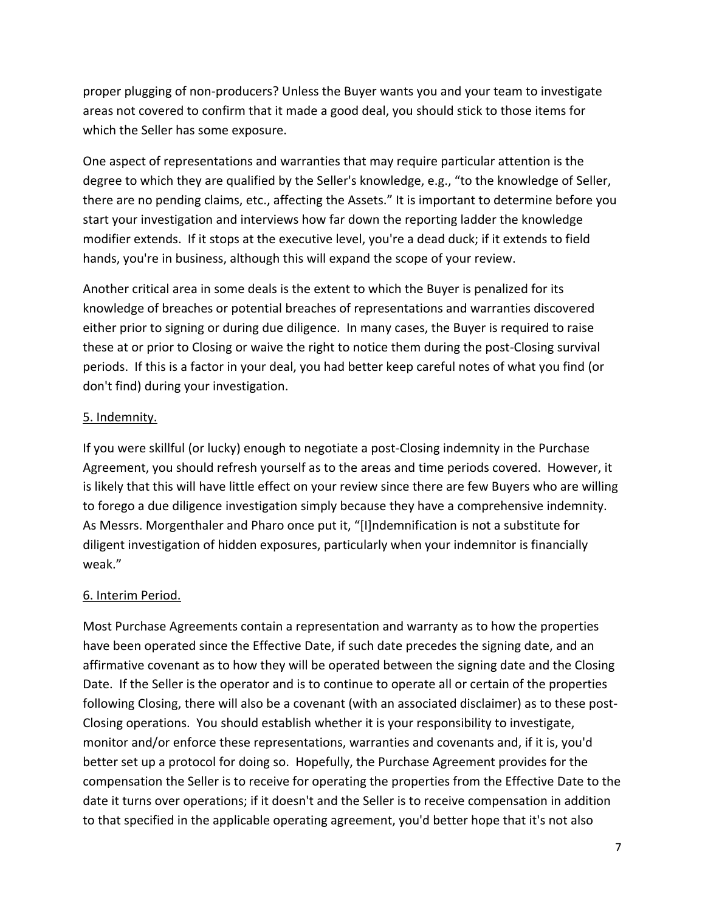proper plugging of non-producers? Unless the Buyer wants you and your team to investigate areas not covered to confirm that it made a good deal, you should stick to those items for which the Seller has some exposure.

One aspect of representations and warranties that may require particular attention is the degree to which they are qualified by the Seller's knowledge, e.g., "to the knowledge of Seller, there are no pending claims, etc., affecting the Assets." It is important to determine before you start your investigation and interviews how far down the reporting ladder the knowledge modifier extends. If it stops at the executive level, you're a dead duck; if it extends to field hands, you're in business, although this will expand the scope of your review.

Another critical area in some deals is the extent to which the Buyer is penalized for its knowledge of breaches or potential breaches of representations and warranties discovered either prior to signing or during due diligence. In many cases, the Buyer is required to raise these at or prior to Closing or waive the right to notice them during the post-Closing survival periods. If this is a factor in your deal, you had better keep careful notes of what you find (or don't find) during your investigation.

## 5. Indemnity.

If you were skillful (or lucky) enough to negotiate a post-Closing indemnity in the Purchase Agreement, you should refresh yourself as to the areas and time periods covered. However, it is likely that this will have little effect on your review since there are few Buyers who are willing to forego a due diligence investigation simply because they have a comprehensive indemnity. As Messrs. Morgenthaler and Pharo once put it, "[I]ndemnification is not a substitute for diligent investigation of hidden exposures, particularly when your indemnitor is financially weak."

## 6. Interim Period.

Most Purchase Agreements contain a representation and warranty as to how the properties have been operated since the Effective Date, if such date precedes the signing date, and an affirmative covenant as to how they will be operated between the signing date and the Closing Date. If the Seller is the operator and is to continue to operate all or certain of the properties following Closing, there will also be a covenant (with an associated disclaimer) as to these post-Closing operations. You should establish whether it is your responsibility to investigate, monitor and/or enforce these representations, warranties and covenants and, if it is, you'd better set up a protocol for doing so. Hopefully, the Purchase Agreement provides for the compensation the Seller is to receive for operating the properties from the Effective Date to the date it turns over operations; if it doesn't and the Seller is to receive compensation in addition to that specified in the applicable operating agreement, you'd better hope that it's not also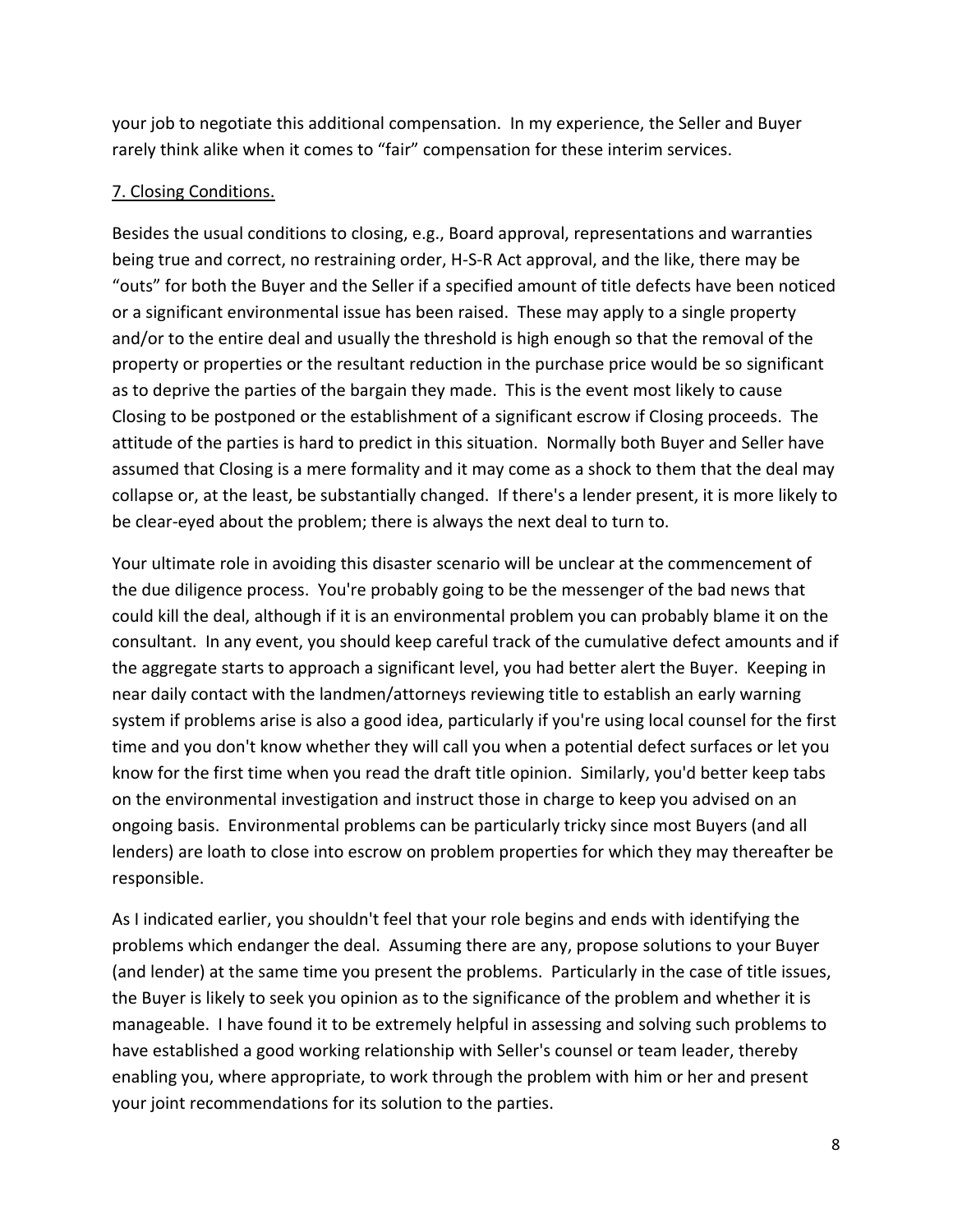your job to negotiate this additional compensation. In my experience, the Seller and Buyer rarely think alike when it comes to "fair" compensation for these interim services.

7. Closing Conditions.

Besides the usual conditions to closing, e.g., Board approval, representations and warranties being true and correct, no restraining order, H-S-R Act approval, and the like, there may be "outs" for both the Buyer and the Seller if a specified amount of title defects have been noticed or a significant environmental issue has been raised. These may apply to a single property and/or to the entire deal and usually the threshold is high enough so that the removal of the property or properties or the resultant reduction in the purchase price would be so significant as to deprive the parties of the bargain they made. This is the event most likely to cause Closing to be postponed or the establishment of a significant escrow if Closing proceeds. The attitude of the parties is hard to predict in this situation. Normally both Buyer and Seller have assumed that Closing is a mere formality and it may come as a shock to them that the deal may collapse or, at the least, be substantially changed. If there's a lender present, it is more likely to be clear-eyed about the problem; there is always the next deal to turn to.

Your ultimate role in avoiding this disaster scenario will be unclear at the commencement of the due diligence process. You're probably going to be the messenger of the bad news that could kill the deal, although if it is an environmental problem you can probably blame it on the consultant. In any event, you should keep careful track of the cumulative defect amounts and if the aggregate starts to approach a significant level, you had better alert the Buyer. Keeping in near daily contact with the landmen/attorneys reviewing title to establish an early warning system if problems arise is also a good idea, particularly if you're using local counsel for the first time and you don't know whether they will call you when a potential defect surfaces or let you know for the first time when you read the draft title opinion. Similarly, you'd better keep tabs on the environmental investigation and instruct those in charge to keep you advised on an ongoing basis. Environmental problems can be particularly tricky since most Buyers (and all lenders) are loath to close into escrow on problem properties for which they may thereafter be responsible.

As I indicated earlier, you shouldn't feel that your role begins and ends with identifying the problems which endanger the deal. Assuming there are any, propose solutions to your Buyer (and lender) at the same time you present the problems. Particularly in the case of title issues, the Buyer is likely to seek you opinion as to the significance of the problem and whether it is manageable. I have found it to be extremely helpful in assessing and solving such problems to have established a good working relationship with Seller's counsel or team leader, thereby enabling you, where appropriate, to work through the problem with him or her and present your joint recommendations for its solution to the parties.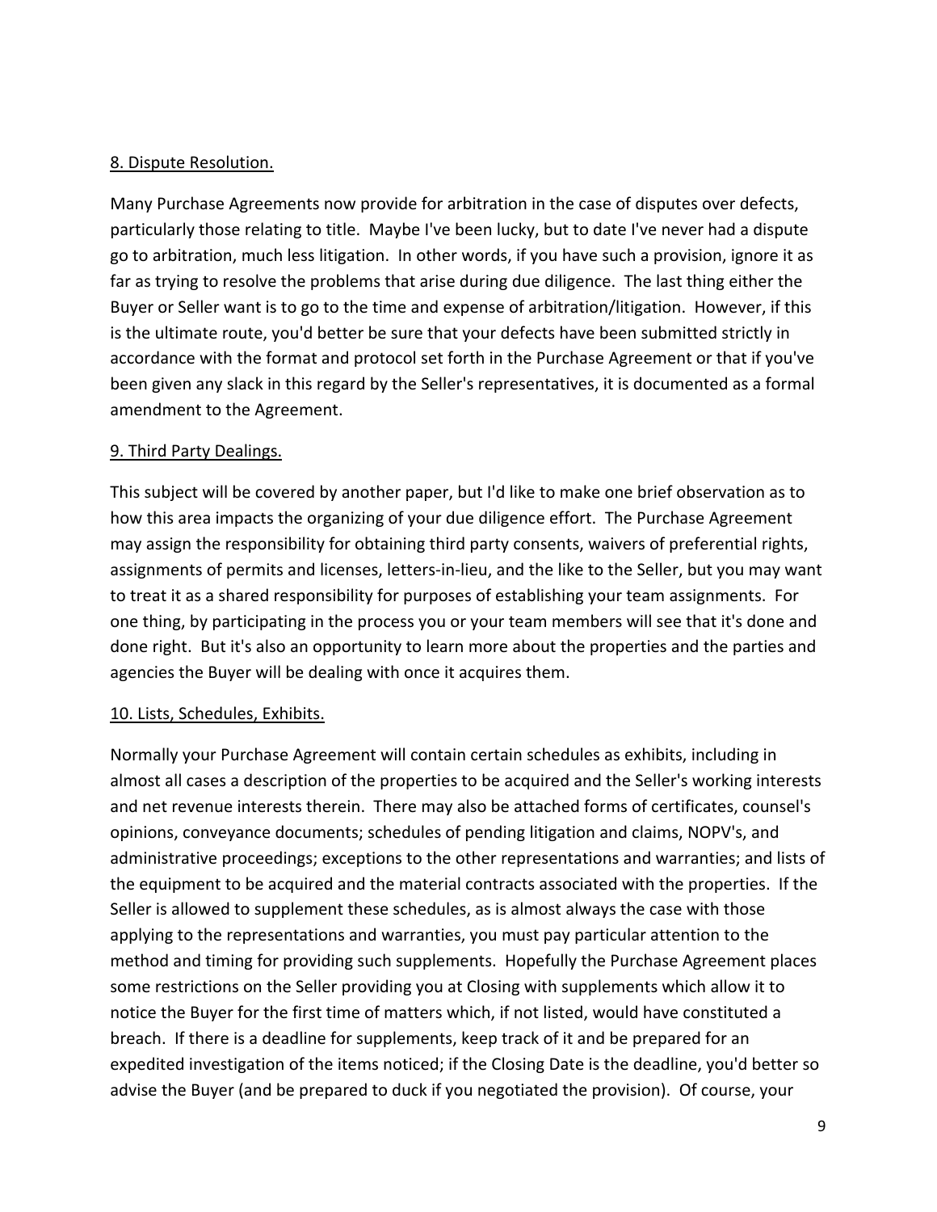8. Dispute Resolution.

Many Purchase Agreements now provide for arbitration in the case of disputes over defects, particularly those relating to title. Maybe I've been lucky, but to date I've never had a dispute go to arbitration, much less litigation. In other words, if you have such a provision, ignore it as far as trying to resolve the problems that arise during due diligence. The last thing either the Buyer or Seller want is to go to the time and expense of arbitration/litigation. However, if this is the ultimate route, you'd better be sure that your defects have been submitted strictly in accordance with the format and protocol set forth in the Purchase Agreement or that if you've been given any slack in this regard by the Seller's representatives, it is documented as a formal amendment to the Agreement.

9. Third Party Dealings.

This subject will be covered by another paper, but I'd like to make one brief observation as to how this area impacts the organizing of your due diligence effort. The Purchase Agreement may assign the responsibility for obtaining third party consents, waivers of preferential rights, assignments of permits and licenses, letters-in-lieu, and the like to the Seller, but you may want to treat it as a shared responsibility for purposes of establishing your team assignments. For one thing, by participating in the process you or your team members will see that it's done and done right. But it's also an opportunity to learn more about the properties and the parties and agencies the Buyer will be dealing with once it acquires them.

10. Lists, Schedules, Exhibits.

Normally your Purchase Agreement will contain certain schedules as exhibits, including in almost all cases a description of the properties to be acquired and the Seller's working interests and net revenue interests therein. There may also be attached forms of certificates, counsel's opinions, conveyance documents; schedules of pending litigation and claims, NOPV's, and administrative proceedings; exceptions to the other representations and warranties; and lists of the equipment to be acquired and the material contracts associated with the properties. If the Seller is allowed to supplement these schedules, as is almost always the case with those applying to the representations and warranties, you must pay particular attention to the method and timing for providing such supplements. Hopefully the Purchase Agreement places some restrictions on the Seller providing you at Closing with supplements which allow it to notice the Buyer for the first time of matters which, if not listed, would have constituted a breach. If there is a deadline for supplements, keep track of it and be prepared for an expedited investigation of the items noticed; if the Closing Date is the deadline, you'd better so advise the Buyer (and be prepared to duck if you negotiated the provision). Of course, your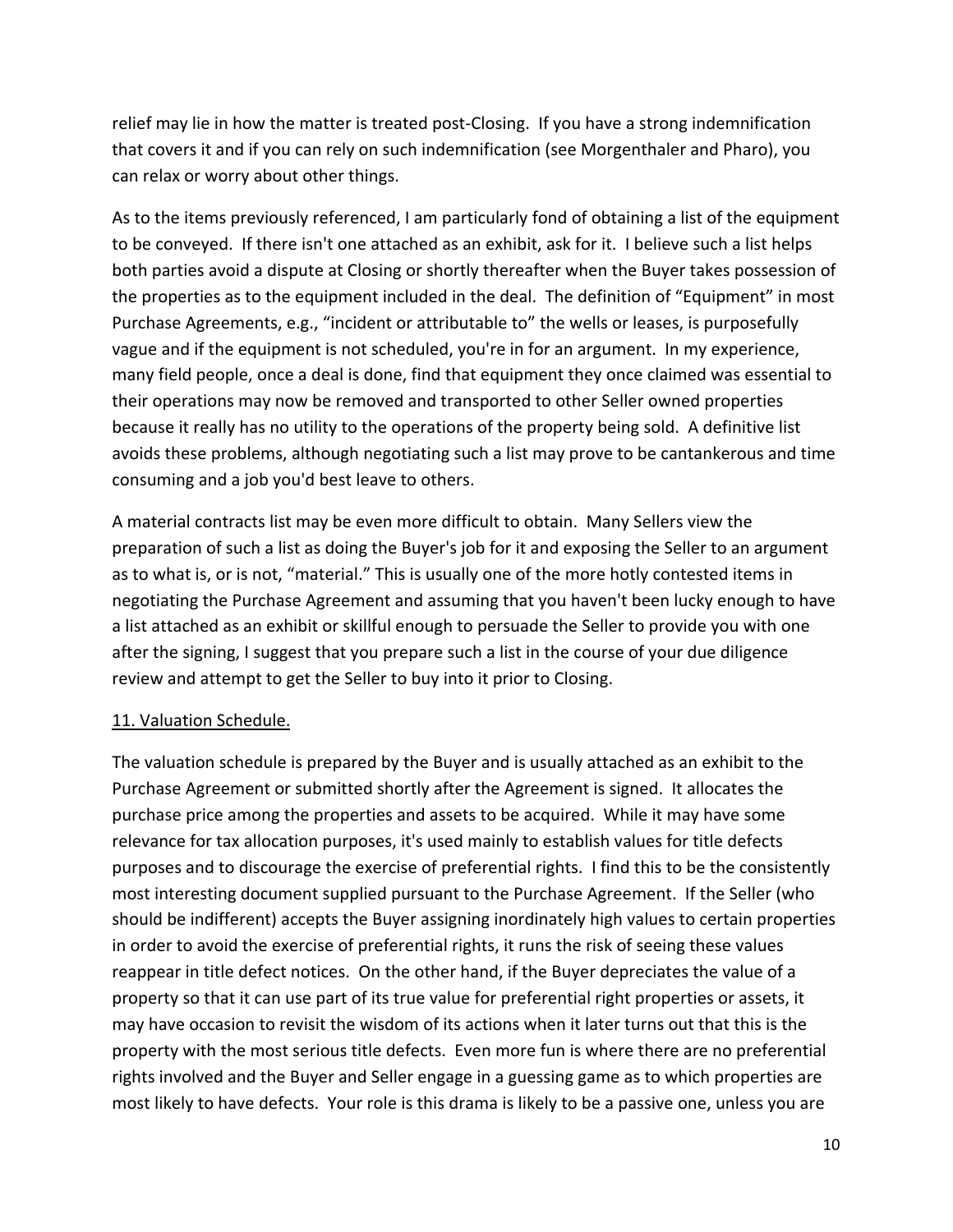relief may lie in how the matter is treated post-Closing. If you have a strong indemnification that covers it and if you can rely on such indemnification (see Morgenthaler and Pharo), you can relax or worry about other things.

As to the items previously referenced, I am particularly fond of obtaining a list of the equipment to be conveyed. If there isn't one attached as an exhibit, ask for it. I believe such a list helps both parties avoid a dispute at Closing or shortly thereafter when the Buyer takes possession of the properties as to the equipment included in the deal. The definition of "Equipment" in most Purchase Agreements, e.g., "incident or attributable to" the wells or leases, is purposefully vague and if the equipment is not scheduled, you're in for an argument. In my experience, many field people, once a deal is done, find that equipment they once claimed was essential to their operations may now be removed and transported to other Seller owned properties because it really has no utility to the operations of the property being sold. A definitive list avoids these problems, although negotiating such a list may prove to be cantankerous and time consuming and a job you'd best leave to others.

A material contracts list may be even more difficult to obtain. Many Sellers view the preparation of such a list as doing the Buyer's job for it and exposing the Seller to an argument as to what is, or is not, "material." This is usually one of the more hotly contested items in negotiating the Purchase Agreement and assuming that you haven't been lucky enough to have a list attached as an exhibit or skillful enough to persuade the Seller to provide you with one after the signing, I suggest that you prepare such a list in the course of your due diligence review and attempt to get the Seller to buy into it prior to Closing.

## 11. Valuation Schedule.

The valuation schedule is prepared by the Buyer and is usually attached as an exhibit to the Purchase Agreement or submitted shortly after the Agreement is signed. It allocates the purchase price among the properties and assets to be acquired. While it may have some relevance for tax allocation purposes, it's used mainly to establish values for title defects purposes and to discourage the exercise of preferential rights. I find this to be the consistently most interesting document supplied pursuant to the Purchase Agreement. If the Seller (who should be indifferent) accepts the Buyer assigning inordinately high values to certain properties in order to avoid the exercise of preferential rights, it runs the risk of seeing these values reappear in title defect notices. On the other hand, if the Buyer depreciates the value of a property so that it can use part of its true value for preferential right properties or assets, it may have occasion to revisit the wisdom of its actions when it later turns out that this is the property with the most serious title defects. Even more fun is where there are no preferential rights involved and the Buyer and Seller engage in a guessing game as to which properties are most likely to have defects. Your role is this drama is likely to be a passive one, unless you are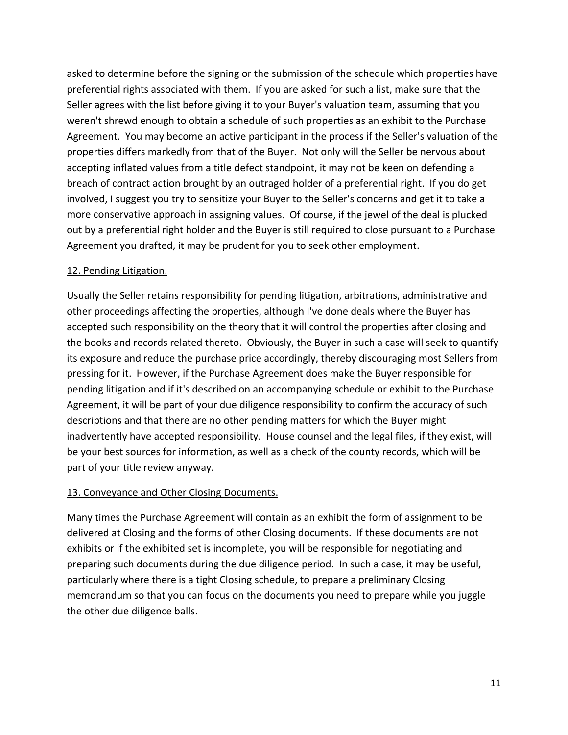asked to determine before the signing or the submission of the schedule which properties have preferential rights associated with them. If you are asked for such a list, make sure that the Seller agrees with the list before giving it to your Buyer's valuation team, assuming that you weren't shrewd enough to obtain a schedule of such properties as an exhibit to the Purchase Agreement. You may become an active participant in the process if the Seller's valuation of the properties differs markedly from that of the Buyer. Not only will the Seller be nervous about accepting inflated values from a title defect standpoint, it may not be keen on defending a breach of contract action brought by an outraged holder of a preferential right. If you do get involved, I suggest you try to sensitize your Buyer to the Seller's concerns and get it to take a more conservative approach in assigning values. Of course, if the jewel of the deal is plucked out by a preferential right holder and the Buyer is still required to close pursuant to a Purchase Agreement you drafted, it may be prudent for you to seek other employment.

<u>12. Pending Litigation.</u>

Usually the Seller retains responsibility for pending litigation, arbitrations, administrative and other proceedings affecting the properties, although I've done deals where the Buyer has accepted such responsibility on the theory that it will control the properties after closing and the books and records related thereto. Obviously, the Buyer in such a case will seek to quantify its exposure and reduce the purchase price accordingly, thereby discouraging most Sellers from pressing for it. However, if the Purchase Agreement does make the Buyer responsible for pending litigation and if it's described on an accompanying schedule or exhibit to the Purchase Agreement, it will be part of your due diligence responsibility to confirm the accuracy of such descriptions and that there are no other pending matters for which the Buyer might inadvertently have accepted responsibility. House counsel and the legal files, if they exist, will be your best sources for information, as well as a check of the county records, which will be part of your title review anyway.

<u>13. Conveyance and Other Closing Documents.</u>

Many times the Purchase Agreement will contain as an exhibit the form of assignment to be delivered at Closing and the forms of other Closing documents. If these documents are not exhibits or if the exhibited set is incomplete, you will be responsible for negotiating and preparing such documents during the due diligence period. In such a case, it may be useful, particularly where there is a tight Closing schedule, to prepare a preliminary Closing memorandum so that you can focus on the documents you need to prepare while you juggle the other due diligence balls.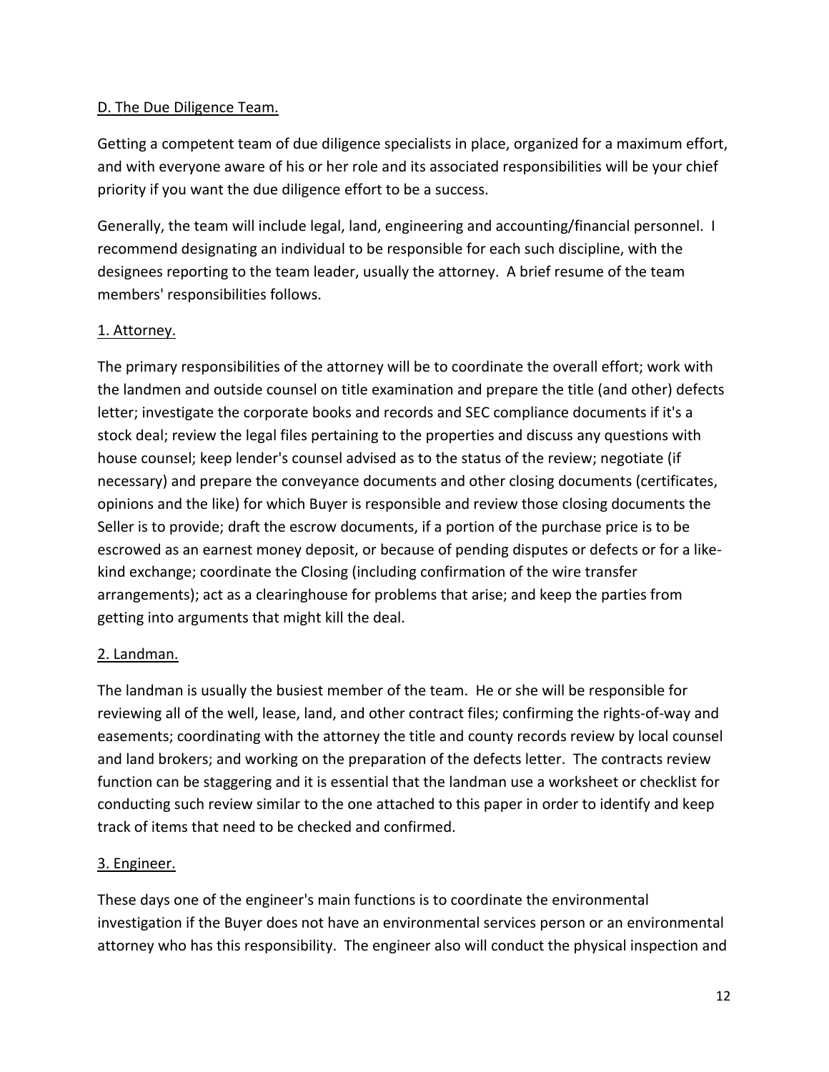D. The Due Diligence Team.

Getting a competent team of due diligence specialists in place, organized for a maximum effort, and with everyone aware of his or her role and its associated responsibilities will be your chief priority if you want the due diligence effort to be a success.

Generally, the team will include legal, land, engineering and accounting/financial personnel. I recommend designating an individual to be responsible for each such discipline, with the designees reporting to the team leader, usually the attorney. A brief resume of the team members' responsibilities follows.

1. Attorney.

The primary responsibilities of the attorney will be to coordinate the overall effort; work with the landmen and outside counsel on title examination and prepare the title (and other) defects letter; investigate the corporate books and records and SEC compliance documents if it's a stock deal; review the legal files pertaining to the properties and discuss any questions with house counsel; keep lender's counsel advised as to the status of the review; negotiate (if necessary) and prepare the conveyance documents and other closing documents (certificates, opinions and the like) for which Buyer is responsible and review those closing documents the Seller is to provide; draft the escrow documents, if a portion of the purchase price is to be escrowed as an earnest money deposit, or because of pending disputes or defects or for a like-kind exchange; coordinate the Closing (including confirmation of the wire transfer arrangements); act as a clearinghouse for problems that arise; and keep the parties from getting into arguments that might kill the deal.

2. Landman.

The landman is usually the busiest member of the team. He or she will be responsible for reviewing all of the well, lease, land, and other contract files; confirming the rights-of-way and easements; coordinating with the attorney the title and county records review by local counsel and land brokers; and working on the preparation of the defects letter. The contracts review function can be staggering and it is essential that the landman use a worksheet or checklist for conducting such review similar to the one attached to this paper in order to identify and keep track of items that need to be checked and confirmed.

3. Engineer.

These days one of the engineer's main functions is to coordinate the environmental investigation if the Buyer does not have an environmental services person or an environmental attorney who has this responsibility. The engineer also will conduct the physical inspection and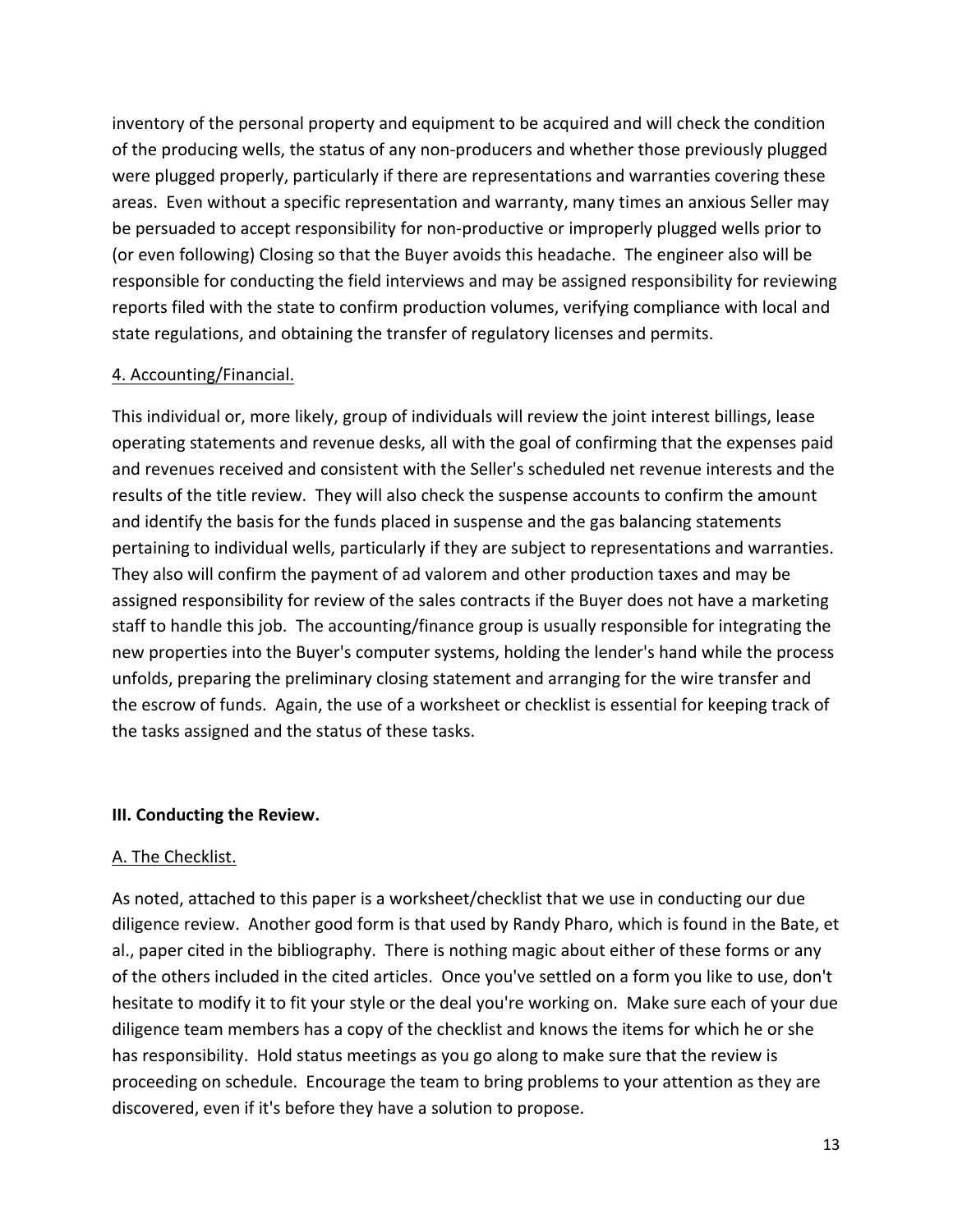inventory of the personal property and equipment to be acquired and will check the condition of the producing wells, the status of any non-producers and whether those previously plugged were plugged properly, particularly if there are representations and warranties covering these areas. Even without a specific representation and warranty, many times an anxious Seller may be persuaded to accept responsibility for non-productive or improperly plugged wells prior to (or even following) Closing so that the Buyer avoids this headache. The engineer also will be responsible for conducting the field interviews and may be assigned responsibility for reviewing reports filed with the state to confirm production volumes, verifying compliance with local and state regulations, and obtaining the transfer of regulatory licenses and permits.

<u>4. Accounting/Financial.</u>

This individual or, more likely, group of individuals will review the joint interest billings, lease operating statements and revenue desks, all with the goal of confirming that the expenses paid and revenues received and consistent with the Seller's scheduled net revenue interests and the results of the title review. They will also check the suspense accounts to confirm the amount and identify the basis for the funds placed in suspense and the gas balancing statements pertaining to individual wells, particularly if they are subject to representations and warranties. They also will confirm the payment of ad valorem and other production taxes and may be assigned responsibility for review of the sales contracts if the Buyer does not have a marketing staff to handle this job. The accounting/finance group is usually responsible for integrating the new properties into the Buyer's computer systems, holding the lender's hand while the process unfolds, preparing the preliminary closing statement and arranging for the wire transfer and the escrow of funds. Again, the use of a worksheet or checklist is essential for keeping track of the tasks assigned and the status of these tasks.

## III. Conducting the Review.

<u>A. The Checklist.</u>

As noted, attached to this paper is a worksheet/checklist that we use in conducting our due diligence review. Another good form is that used by Randy Pharo, which is found in the Bate, et al., paper cited in the bibliography. There is nothing magic about either of these forms or any of the others included in the cited articles. Once you've settled on a form you like to use, don't hesitate to modify it to fit your style or the deal you're working on. Make sure each of your due diligence team members has a copy of the checklist and knows the items for which he or she has responsibility. Hold status meetings as you go along to make sure that the review is proceeding on schedule. Encourage the team to bring problems to your attention as they are discovered, even if it's before they have a solution to propose.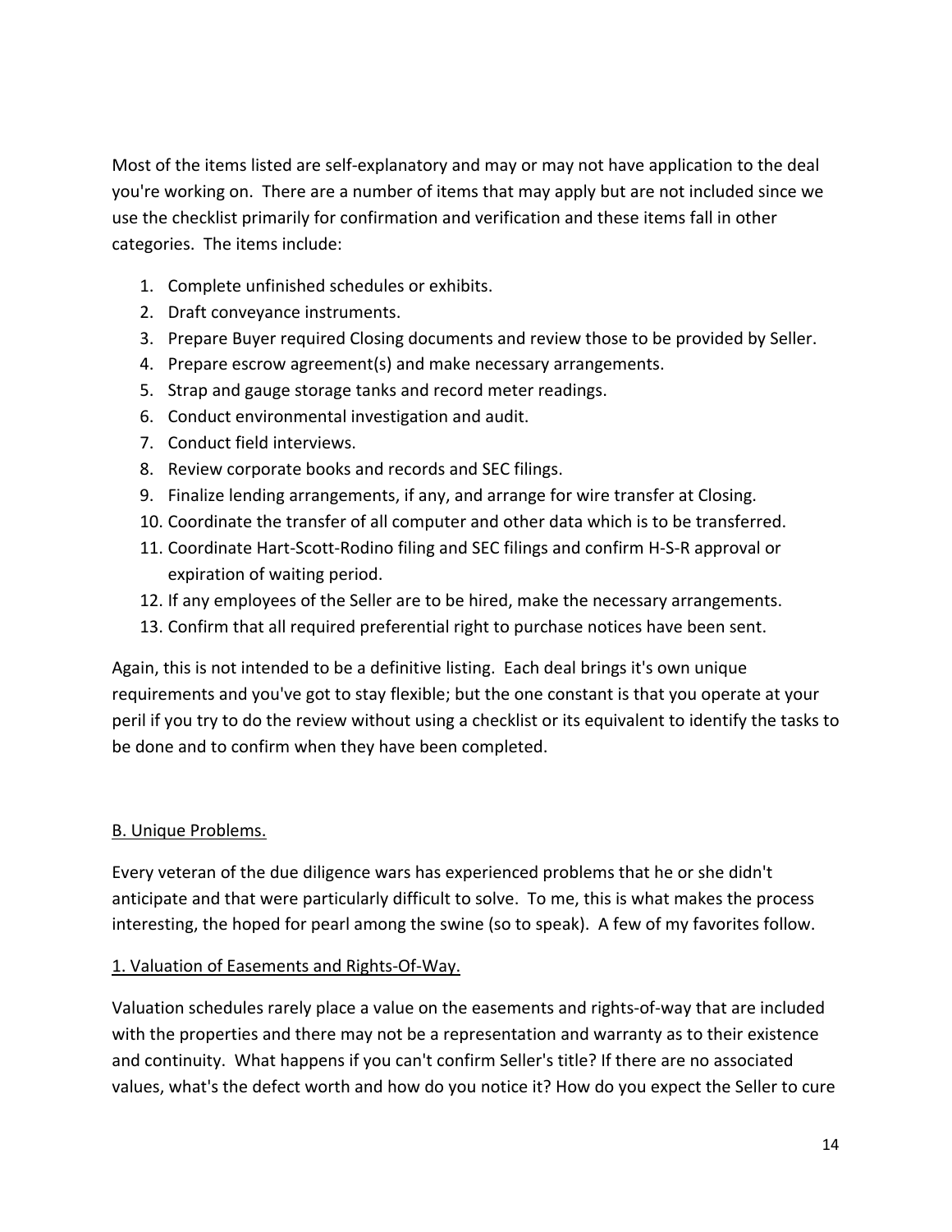Most of the items listed are self-explanatory and may or may not have application to the deal you're working on. There are a number of items that may apply but are not included since we use the checklist primarily for confirmation and verification and these items fall in other categories. The items include:

1. Complete unfinished schedules or exhibits.
2. Draft conveyance instruments.
3. Prepare Buyer required Closing documents and review those to be provided by Seller.
4. Prepare escrow agreement(s) and make necessary arrangements.
5. Strap and gauge storage tanks and record meter readings.
6. Conduct environmental investigation and audit.
7. Conduct field interviews.
8. Review corporate books and records and SEC filings.
9. Finalize lending arrangements, if any, and arrange for wire transfer at Closing.
10. Coordinate the transfer of all computer and other data which is to be transferred.
11. Coordinate Hart-Scott-Rodino filing and SEC filings and confirm H-S-R approval or expiration of waiting period.
12. If any employees of the Seller are to be hired, make the necessary arrangements.
13. Confirm that all required preferential right to purchase notices have been sent.

Again, this is not intended to be a definitive listing. Each deal brings it's own unique requirements and you've got to stay flexible; but the one constant is that you operate at your peril if you try to do the review without using a checklist or its equivalent to identify the tasks to be done and to confirm when they have been completed.

<u>B. Unique Problems.</u>

Every veteran of the due diligence wars has experienced problems that he or she didn't anticipate and that were particularly difficult to solve. To me, this is what makes the process interesting, the hoped for pearl among the swine (so to speak). A few of my favorites follow.

<u>1. Valuation of Easements and Rights-Of-Way.</u>

Valuation schedules rarely place a value on the easements and rights-of-way that are included with the properties and there may not be a representation and warranty as to their existence and continuity. What happens if you can't confirm Seller's title? If there are no associated values, what's the defect worth and how do you notice it? How do you expect the Seller to cure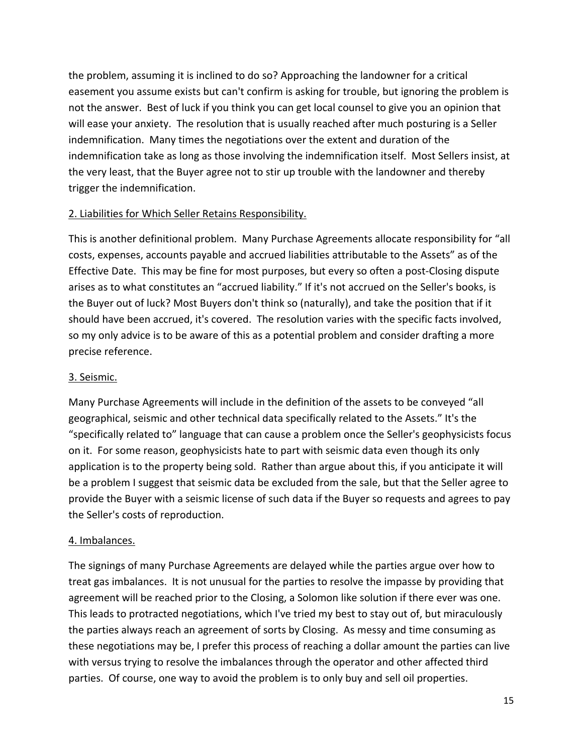the problem, assuming it is inclined to do so? Approaching the landowner for a critical easement you assume exists but can't confirm is asking for trouble, but ignoring the problem is not the answer. Best of luck if you think you can get local counsel to give you an opinion that will ease your anxiety. The resolution that is usually reached after much posturing is a Seller indemnification. Many times the negotiations over the extent and duration of the indemnification take as long as those involving the indemnification itself. Most Sellers insist, at the very least, that the Buyer agree not to stir up trouble with the landowner and thereby trigger the indemnification.

<u>2. Liabilities for Which Seller Retains Responsibility.</u>

This is another definitional problem. Many Purchase Agreements allocate responsibility for "all costs, expenses, accounts payable and accrued liabilities attributable to the Assets" as of the Effective Date. This may be fine for most purposes, but every so often a post-Closing dispute arises as to what constitutes an "accrued liability." If it's not accrued on the Seller's books, is the Buyer out of luck? Most Buyers don't think so (naturally), and take the position that if it should have been accrued, it's covered. The resolution varies with the specific facts involved, so my only advice is to be aware of this as a potential problem and consider drafting a more precise reference.

<u>3. Seismic.</u>

Many Purchase Agreements will include in the definition of the assets to be conveyed "all geographical, seismic and other technical data specifically related to the Assets." It's the "specifically related to" language that can cause a problem once the Seller's geophysicists focus on it. For some reason, geophysicists hate to part with seismic data even though its only application is to the property being sold. Rather than argue about this, if you anticipate it will be a problem I suggest that seismic data be excluded from the sale, but that the Seller agree to provide the Buyer with a seismic license of such data if the Buyer so requests and agrees to pay the Seller's costs of reproduction.

<u>4. Imbalances.</u>

The signings of many Purchase Agreements are delayed while the parties argue over how to treat gas imbalances. It is not unusual for the parties to resolve the impasse by providing that agreement will be reached prior to the Closing, a Solomon like solution if there ever was one. This leads to protracted negotiations, which I've tried my best to stay out of, but miraculously the parties always reach an agreement of sorts by Closing. As messy and time consuming as these negotiations may be, I prefer this process of reaching a dollar amount the parties can live with versus trying to resolve the imbalances through the operator and other affected third parties. Of course, one way to avoid the problem is to only buy and sell oil properties.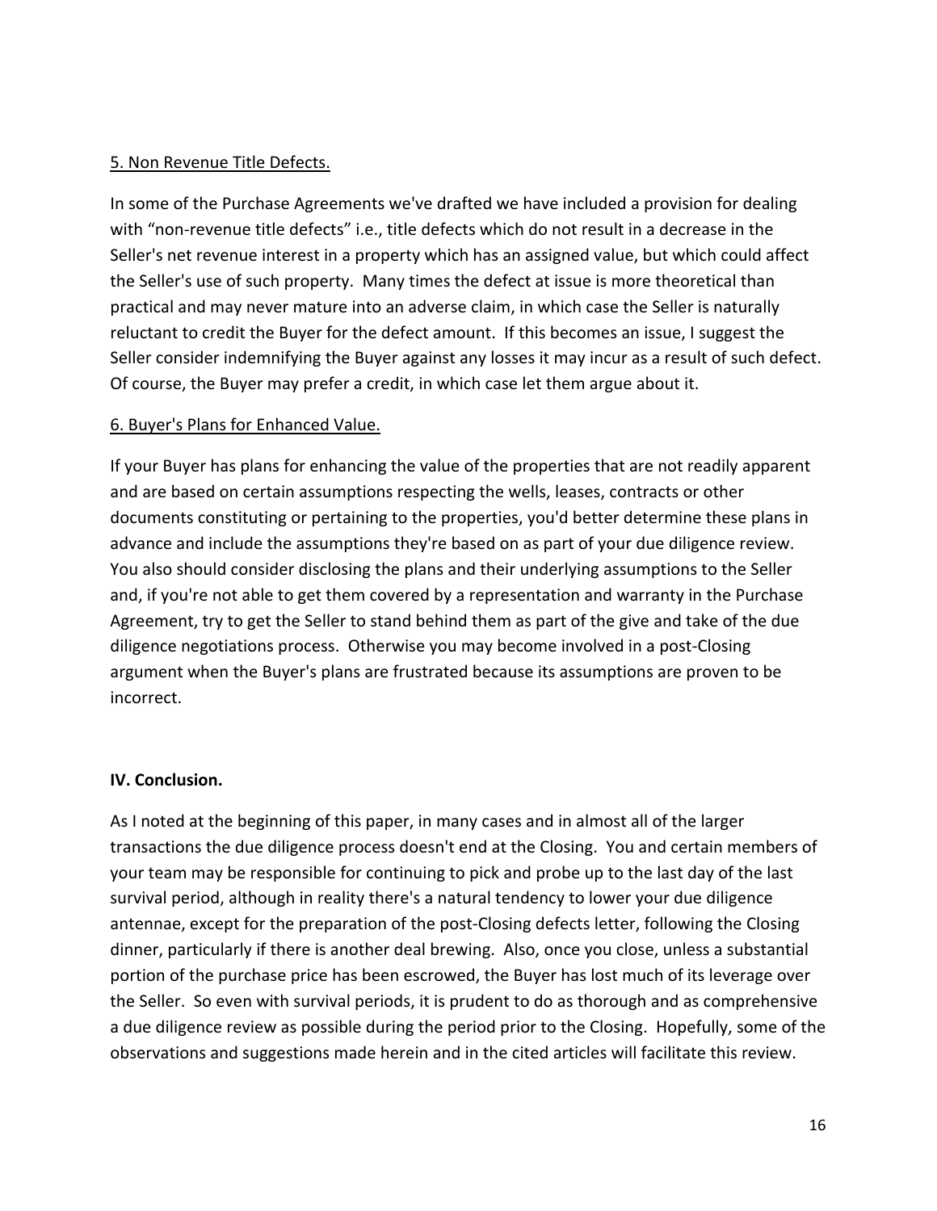5. Non Revenue Title Defects.

In some of the Purchase Agreements we've drafted we have included a provision for dealing with "non-revenue title defects" i.e., title defects which do not result in a decrease in the Seller's net revenue interest in a property which has an assigned value, but which could affect the Seller's use of such property. Many times the defect at issue is more theoretical than practical and may never mature into an adverse claim, in which case the Seller is naturally reluctant to credit the Buyer for the defect amount. If this becomes an issue, I suggest the Seller consider indemnifying the Buyer against any losses it may incur as a result of such defect. Of course, the Buyer may prefer a credit, in which case let them argue about it.

6. Buyer's Plans for Enhanced Value.

If your Buyer has plans for enhancing the value of the properties that are not readily apparent and are based on certain assumptions respecting the wells, leases, contracts or other documents constituting or pertaining to the properties, you'd better determine these plans in advance and include the assumptions they're based on as part of your due diligence review. You also should consider disclosing the plans and their underlying assumptions to the Seller and, if you're not able to get them covered by a representation and warranty in the Purchase Agreement, try to get the Seller to stand behind them as part of the give and take of the due diligence negotiations process. Otherwise you may become involved in a post-Closing argument when the Buyer's plans are frustrated because its assumptions are proven to be incorrect.

## IV. Conclusion.

As I noted at the beginning of this paper, in many cases and in almost all of the larger transactions the due diligence process doesn't end at the Closing. You and certain members of your team may be responsible for continuing to pick and probe up to the last day of the last survival period, although in reality there's a natural tendency to lower your due diligence antennae, except for the preparation of the post-Closing defects letter, following the Closing dinner, particularly if there is another deal brewing. Also, once you close, unless a substantial portion of the purchase price has been escrowed, the Buyer has lost much of its leverage over the Seller. So even with survival periods, it is prudent to do as thorough and as comprehensive a due diligence review as possible during the period prior to the Closing. Hopefully, some of the observations and suggestions made herein and in the cited articles will facilitate this review.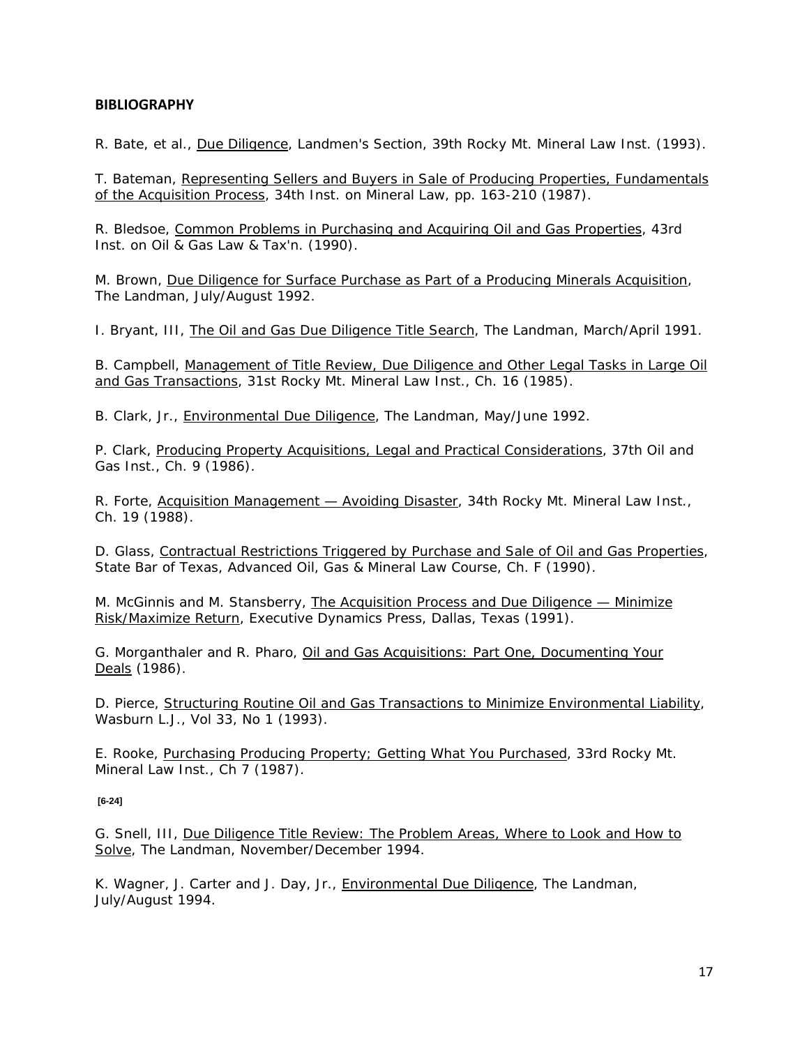**BIBLIOGRAPHY**

R. Bate, et al., Due Diligence, Landmen's Section, 39th Rocky Mt. Mineral Law Inst. (1993).

T. Bateman, Representing Sellers and Buyers in Sale of Producing Properties, Fundamentals of the Acquisition Process, 34th Inst. on Mineral Law, pp. 163-210 (1987).

R. Bledsoe, Common Problems in Purchasing and Acquiring Oil and Gas Properties, 43rd Inst. on Oil & Gas Law & Tax'n. (1990).

M. Brown, Due Diligence for Surface Purchase as Part of a Producing Minerals Acquisition, The Landman, July/August 1992.

I. Bryant, III, The Oil and Gas Due Diligence Title Search, The Landman, March/April 1991.

B. Campbell, Management of Title Review, Due Diligence and Other Legal Tasks in Large Oil and Gas Transactions, 31st Rocky Mt. Mineral Law Inst., Ch. 16 (1985).

B. Clark, Jr., Environmental Due Diligence, The Landman, May/June 1992.

P. Clark, Producing Property Acquisitions, Legal and Practical Considerations, 37th Oil and Gas Inst., Ch. 9 (1986).

R. Forte, Acquisition Management — Avoiding Disaster, 34th Rocky Mt. Mineral Law Inst., Ch. 19 (1988).

D. Glass, Contractual Restrictions Triggered by Purchase and Sale of Oil and Gas Properties, State Bar of Texas, Advanced Oil, Gas & Mineral Law Course, Ch. F (1990).

M. McGinnis and M. Stansberry, The Acquisition Process and Due Diligence — Minimize Risk/Maximize Return, Executive Dynamics Press, Dallas, Texas (1991).

G. Morganthaler and R. Pharo, Oil and Gas Acquisitions: Part One, Documenting Your Deals (1986).

D. Pierce, Structuring Routine Oil and Gas Transactions to Minimize Environmental Liability, Wasburn L.J., Vol 33, No 1 (1993).

E. Rooke, Purchasing Producing Property; Getting What You Purchased, 33rd Rocky Mt. Mineral Law Inst., Ch 7 (1987).

[6-24]

G. Snell, III, Due Diligence Title Review: The Problem Areas, Where to Look and How to Solve, The Landman, November/December 1994.

K. Wagner, J. Carter and J. Day, Jr., Environmental Due Diligence, The Landman, July/August 1994.